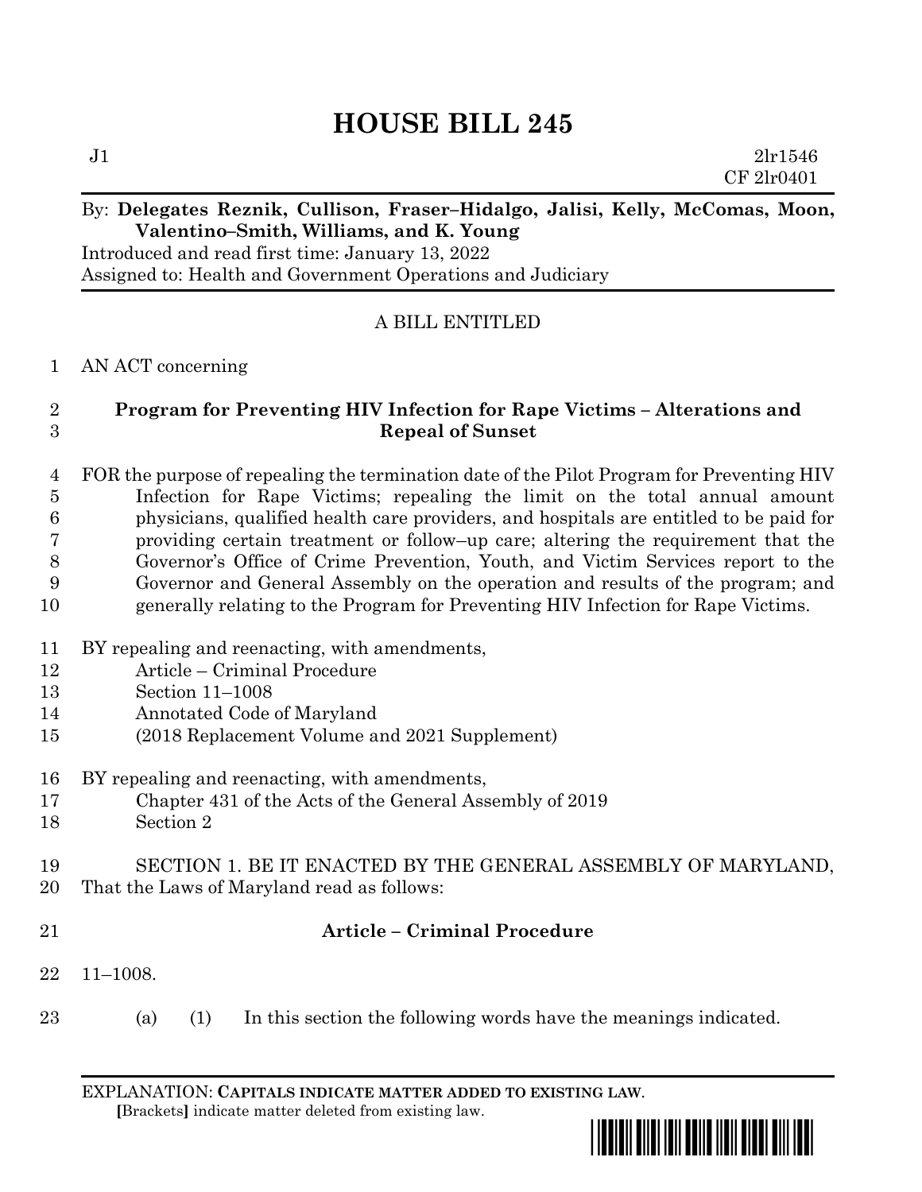# HOUSE BILL 245

J1 2lr1546
CF 2lr0401

By: **Delegates Reznik, Cullison, Fraser–Hidalgo, Jalisi, Kelly, McComas, Moon, Valentino–Smith, Williams, and K. Young**
Introduced and read first time: January 13, 2022
Assigned to: Health and Government Operations and Judiciary

A BILL ENTITLED

1 AN ACT concerning

2 **Program for Preventing HIV Infection for Rape Victims – Alterations and**
3 **Repeal of Sunset**

4 FOR the purpose of repealing the termination date of the Pilot Program for Preventing HIV
5 Infection for Rape Victims; repealing the limit on the total annual amount
6 physicians, qualified health care providers, and hospitals are entitled to be paid for
7 providing certain treatment or follow–up care; altering the requirement that the
8 Governor's Office of Crime Prevention, Youth, and Victim Services report to the
9 Governor and General Assembly on the operation and results of the program; and
10 generally relating to the Program for Preventing HIV Infection for Rape Victims.

11 BY repealing and reenacting, with amendments,
12 Article – Criminal Procedure
13 Section 11–1008
14 Annotated Code of Maryland
15 (2018 Replacement Volume and 2021 Supplement)

16 BY repealing and reenacting, with amendments,
17 Chapter 431 of the Acts of the General Assembly of 2019
18 Section 2

19 SECTION 1. BE IT ENACTED BY THE GENERAL ASSEMBLY OF MARYLAND,
20 That the Laws of Maryland read as follows:

21 **Article – Criminal Procedure**

22 11–1008.

23 (a) (1) In this section the following words have the meanings indicated.

EXPLANATION: **CAPITALS INDICATE MATTER ADDED TO EXISTING LAW**.
**[**Brackets**]** indicate matter deleted from existing law.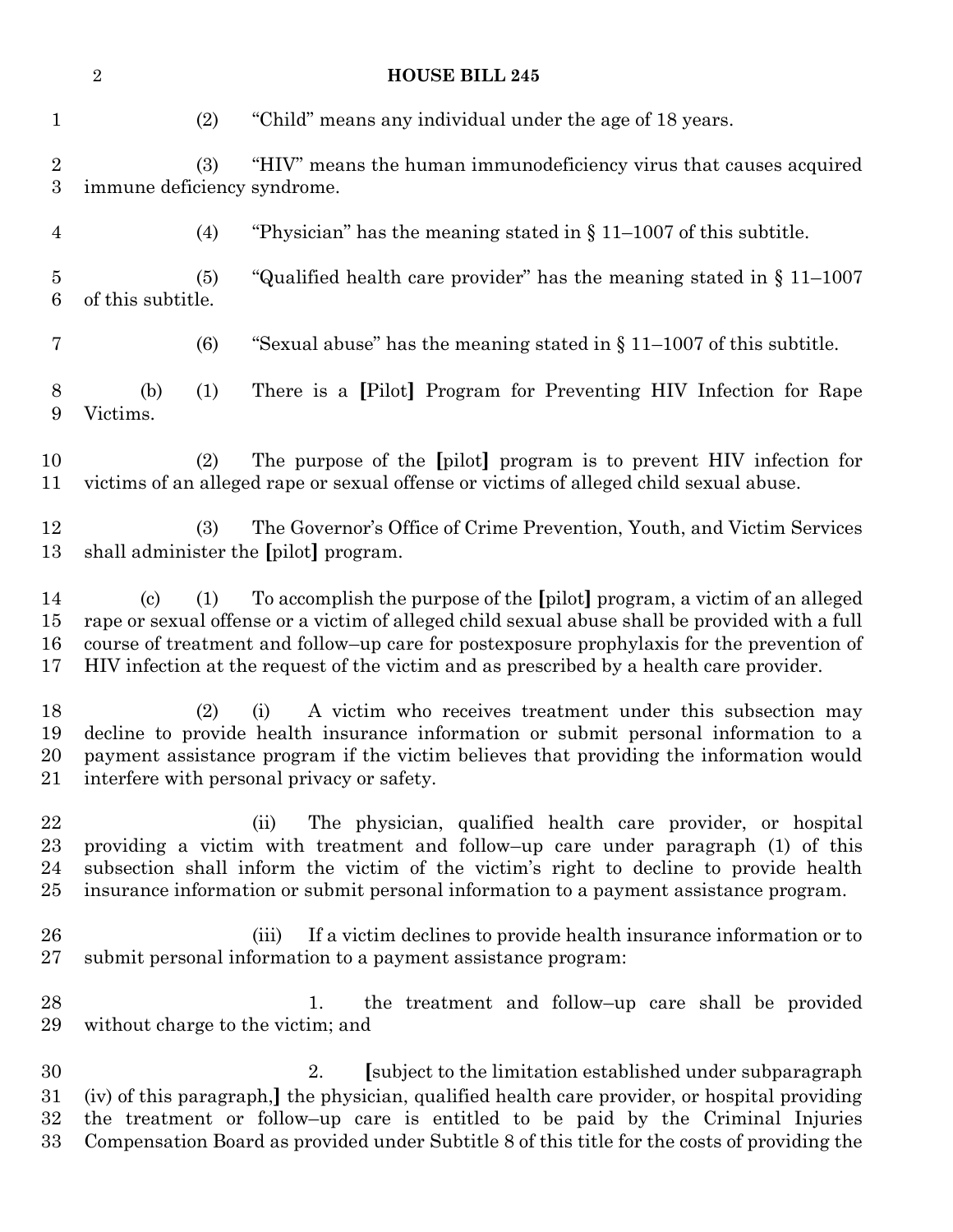(2) "Child" means any individual under the age of 18 years.

(3) "HIV" means the human immunodeficiency virus that causes acquired immune deficiency syndrome.

(4) "Physician" has the meaning stated in § 11–1007 of this subtitle.

(5) "Qualified health care provider" has the meaning stated in § 11–1007 of this subtitle.

(6) "Sexual abuse" has the meaning stated in § 11–1007 of this subtitle.

(b) (1) There is a **[**Pilot**]** Program for Preventing HIV Infection for Rape Victims.

(2) The purpose of the **[**pilot**]** program is to prevent HIV infection for victims of an alleged rape or sexual offense or victims of alleged child sexual abuse.

(3) The Governor's Office of Crime Prevention, Youth, and Victim Services shall administer the **[**pilot**]** program.

(c) (1) To accomplish the purpose of the **[**pilot**]** program, a victim of an alleged rape or sexual offense or a victim of alleged child sexual abuse shall be provided with a full course of treatment and follow–up care for postexposure prophylaxis for the prevention of HIV infection at the request of the victim and as prescribed by a health care provider.

(2) (i) A victim who receives treatment under this subsection may decline to provide health insurance information or submit personal information to a payment assistance program if the victim believes that providing the information would interfere with personal privacy or safety.

(ii) The physician, qualified health care provider, or hospital providing a victim with treatment and follow–up care under paragraph (1) of this subsection shall inform the victim of the victim's right to decline to provide health insurance information or submit personal information to a payment assistance program.

(iii) If a victim declines to provide health insurance information or to submit personal information to a payment assistance program:

1. the treatment and follow–up care shall be provided without charge to the victim; and

2. **[**subject to the limitation established under subparagraph (iv) of this paragraph,**]** the physician, qualified health care provider, or hospital providing the treatment or follow–up care is entitled to be paid by the Criminal Injuries Compensation Board as provided under Subtitle 8 of this title for the costs of providing the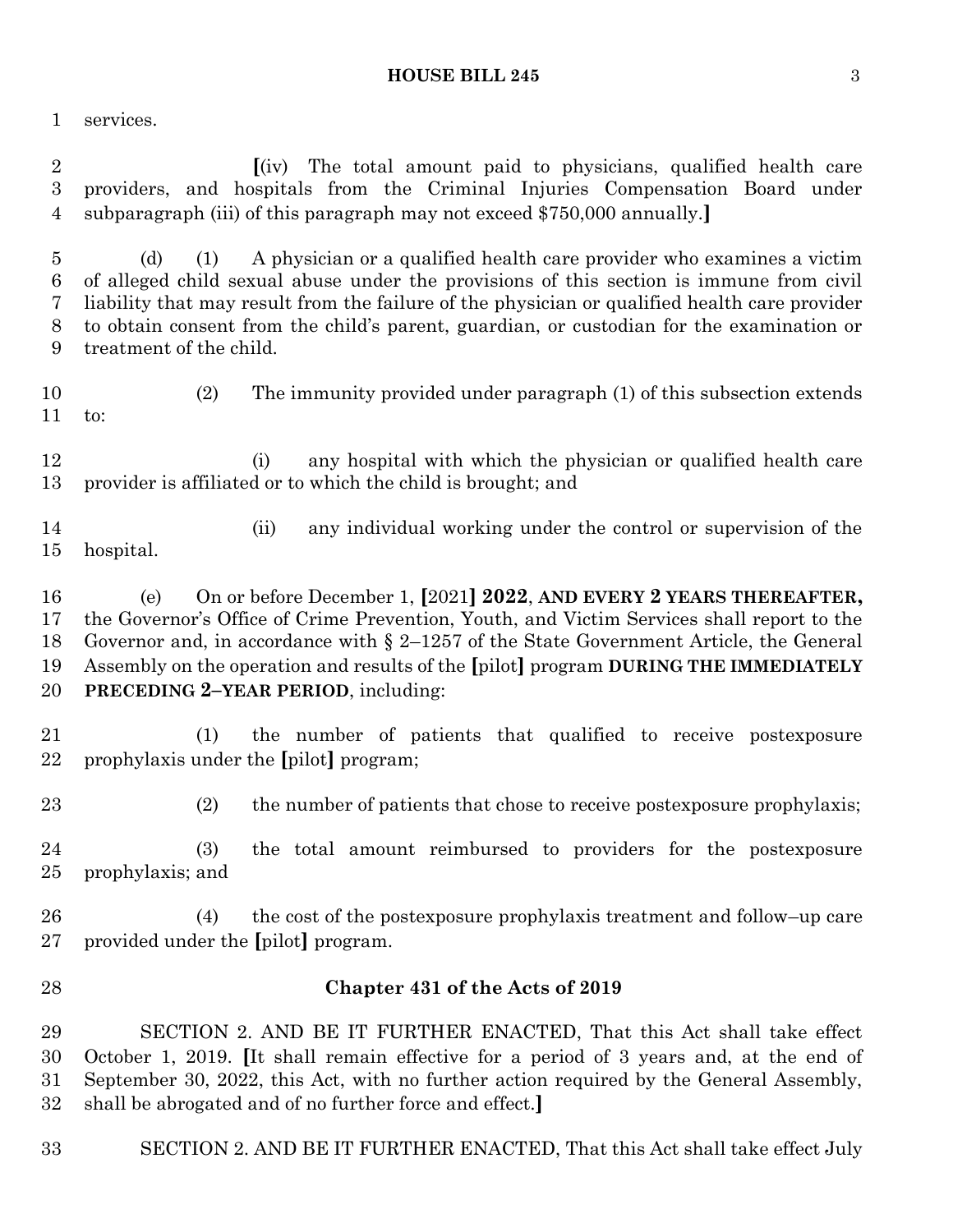services.

[(iv) The total amount paid to physicians, qualified health care providers, and hospitals from the Criminal Injuries Compensation Board under subparagraph (iii) of this paragraph may not exceed $750,000 annually.]

(d) (1) A physician or a qualified health care provider who examines a victim of alleged child sexual abuse under the provisions of this section is immune from civil liability that may result from the failure of the physician or qualified health care provider to obtain consent from the child's parent, guardian, or custodian for the examination or treatment of the child.

(2) The immunity provided under paragraph (1) of this subsection extends to:

(i) any hospital with which the physician or qualified health care provider is affiliated or to which the child is brought; and

(ii) any individual working under the control or supervision of the hospital.

(e) On or before December 1, [2021] **2022**, **AND EVERY 2 YEARS THEREAFTER,** the Governor's Office of Crime Prevention, Youth, and Victim Services shall report to the Governor and, in accordance with § 2–1257 of the State Government Article, the General Assembly on the operation and results of the [pilot] program **DURING THE IMMEDIATELY PRECEDING 2–YEAR PERIOD**, including:

(1) the number of patients that qualified to receive postexposure prophylaxis under the [pilot] program;

(2) the number of patients that chose to receive postexposure prophylaxis;

(3) the total amount reimbursed to providers for the postexposure prophylaxis; and

(4) the cost of the postexposure prophylaxis treatment and follow–up care provided under the [pilot] program.

## Chapter 431 of the Acts of 2019

SECTION 2. AND BE IT FURTHER ENACTED, That this Act shall take effect October 1, 2019. [It shall remain effective for a period of 3 years and, at the end of September 30, 2022, this Act, with no further action required by the General Assembly, shall be abrogated and of no further force and effect.]

SECTION 2. AND BE IT FURTHER ENACTED, That this Act shall take effect July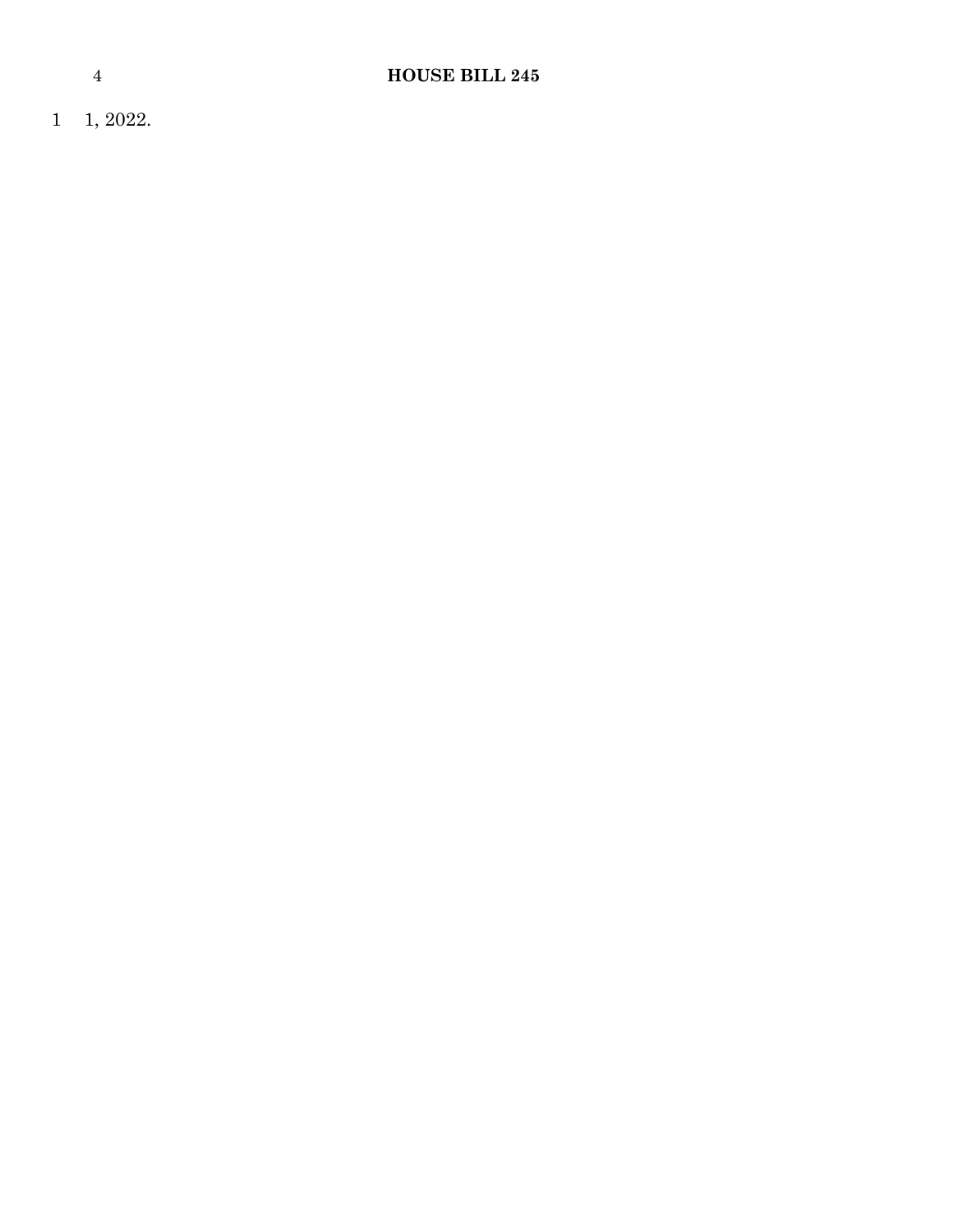1, 2022.